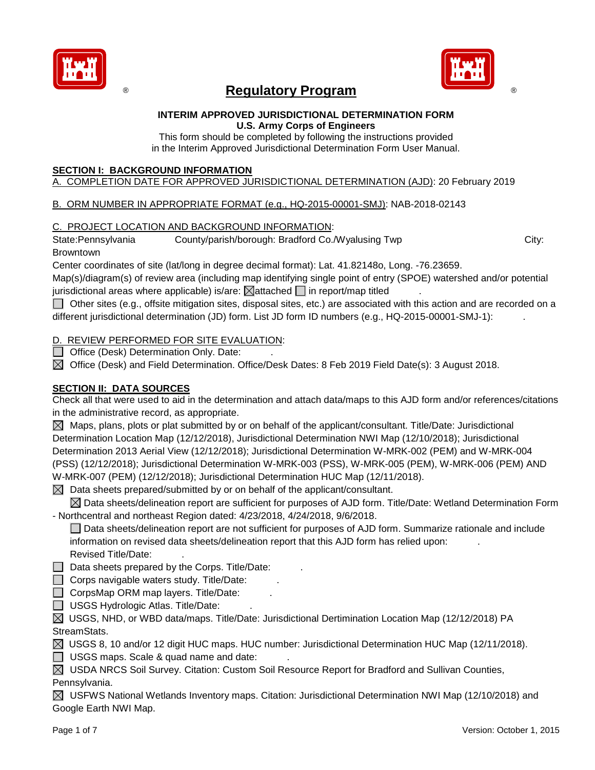# Regulatory Program

**INTERIM APPROVED JURISDICTIONAL DETERMINATION FORM**
**U.S. Army Corps of Engineers**
This form should be completed by following the instructions provided in the Interim Approved Jurisdictional Determination Form User Manual.

## SECTION I: BACKGROUND INFORMATION

A. COMPLETION DATE FOR APPROVED JURISDICTIONAL DETERMINATION (AJD): 20 February 2019

B. ORM NUMBER IN APPROPRIATE FORMAT (e.g., HQ-2015-00001-SMJ): NAB-2018-02143

C. PROJECT LOCATION AND BACKGROUND INFORMATION:
State:Pennsylvania County/parish/borough: Bradford Co./Wyalusing Twp City: Browntown
Center coordinates of site (lat/long in degree decimal format): Lat. 41.82148o, Long. -76.23659.
Map(s)/diagram(s) of review area (including map identifying single point of entry (SPOE) watershed and/or potential jurisdictional areas where applicable) is/are: ☒attached ☐ in report/map titled .
☐ Other sites (e.g., offsite mitigation sites, disposal sites, etc.) are associated with this action and are recorded on a different jurisdictional determination (JD) form. List JD form ID numbers (e.g., HQ-2015-00001-SMJ-1): .

D. REVIEW PERFORMED FOR SITE EVALUATION:
☐ Office (Desk) Determination Only. Date: .
☒ Office (Desk) and Field Determination. Office/Desk Dates: 8 Feb 2019 Field Date(s): 3 August 2018.

## SECTION II: DATA SOURCES

Check all that were used to aid in the determination and attach data/maps to this AJD form and/or references/citations in the administrative record, as appropriate.

☒ Maps, plans, plots or plat submitted by or on behalf of the applicant/consultant. Title/Date: Jurisdictional Determination Location Map (12/12/2018), Jurisdictional Determination NWI Map (12/10/2018); Jurisdictional Determination 2013 Aerial View (12/12/2018); Jurisdictional Determination W-MRK-002 (PEM) and W-MRK-004 (PSS) (12/12/2018); Jurisdictional Determination W-MRK-003 (PSS), W-MRK-005 (PEM), W-MRK-006 (PEM) AND W-MRK-007 (PEM) (12/12/2018); Jurisdictional Determination HUC Map (12/11/2018).

☒ Data sheets prepared/submitted by or on behalf of the applicant/consultant.

☒ Data sheets/delineation report are sufficient for purposes of AJD form. Title/Date: Wetland Determination Form - Northcentral and northeast Region dated: 4/23/2018, 4/24/2018, 9/6/2018.

☐ Data sheets/delineation report are not sufficient for purposes of AJD form. Summarize rationale and include information on revised data sheets/delineation report that this AJD form has relied upon: .
Revised Title/Date: .

☐ Data sheets prepared by the Corps. Title/Date: .

☐ Corps navigable waters study. Title/Date: .

☐ CorpsMap ORM map layers. Title/Date: .

☐ USGS Hydrologic Atlas. Title/Date: .

☒ USGS, NHD, or WBD data/maps. Title/Date: Jurisdictional Dertimination Location Map (12/12/2018) PA StreamStats.

☒ USGS 8, 10 and/or 12 digit HUC maps. HUC number: Jurisdictional Determination HUC Map (12/11/2018).

☐ USGS maps. Scale & quad name and date: .

☒ USDA NRCS Soil Survey. Citation: Custom Soil Resource Report for Bradford and Sullivan Counties, Pennsylvania.

☒ USFWS National Wetlands Inventory maps. Citation: Jurisdictional Determination NWI Map (12/10/2018) and Google Earth NWI Map.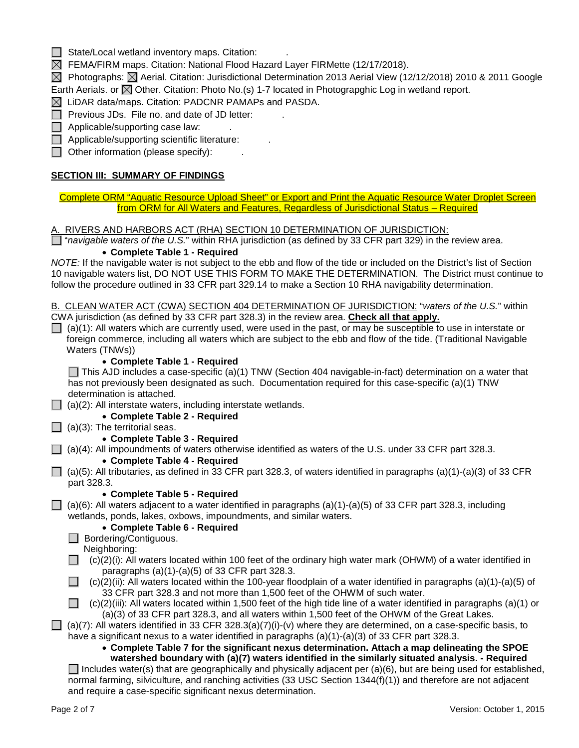☐ State/Local wetland inventory maps. Citation: .

☒ FEMA/FIRM maps. Citation: National Flood Hazard Layer FIRMette (12/17/2018).

☒ Photographs: ☒ Aerial. Citation: Jurisdictional Determination 2013 Aerial View (12/12/2018) 2010 & 2011 Google Earth Aerials. or ☒ Other. Citation: Photo No.(s) 1-7 located in Photograpghic Log in wetland report.

☒ LiDAR data/maps. Citation: PADCNR PAMAPs and PASDA.

☐ Previous JDs. File no. and date of JD letter: .

☐ Applicable/supporting case law: .

☐ Applicable/supporting scientific literature: .

☐ Other information (please specify): .

## SECTION III: SUMMARY OF FINDINGS

Complete ORM "Aquatic Resource Upload Sheet" or Export and Print the Aquatic Resource Water Droplet Screen from ORM for All Waters and Features, Regardless of Jurisdictional Status – Required

A. RIVERS AND HARBORS ACT (RHA) SECTION 10 DETERMINATION OF JURISDICTION:

☐ "*navigable waters of the U.S.*" within RHA jurisdiction (as defined by 33 CFR part 329) in the review area.

- **Complete Table 1 - Required**

*NOTE:* If the navigable water is not subject to the ebb and flow of the tide or included on the District's list of Section 10 navigable waters list, DO NOT USE THIS FORM TO MAKE THE DETERMINATION. The District must continue to follow the procedure outlined in 33 CFR part 329.14 to make a Section 10 RHA navigability determination.

B. CLEAN WATER ACT (CWA) SECTION 404 DETERMINATION OF JURISDICTION: "*waters of the U.S.*" within CWA jurisdiction (as defined by 33 CFR part 328.3) in the review area. **Check all that apply.**

☐ (a)(1): All waters which are currently used, were used in the past, or may be susceptible to use in interstate or foreign commerce, including all waters which are subject to the ebb and flow of the tide. (Traditional Navigable Waters (TNWs))

- **Complete Table 1 - Required**

☐ This AJD includes a case-specific (a)(1) TNW (Section 404 navigable-in-fact) determination on a water that has not previously been designated as such. Documentation required for this case-specific (a)(1) TNW determination is attached.

☐ (a)(2): All interstate waters, including interstate wetlands.

- **Complete Table 2 - Required**

☐ (a)(3): The territorial seas.

- **Complete Table 3 - Required**

☐ (a)(4): All impoundments of waters otherwise identified as waters of the U.S. under 33 CFR part 328.3.

- **Complete Table 4 - Required**

☐ (a)(5): All tributaries, as defined in 33 CFR part 328.3, of waters identified in paragraphs (a)(1)-(a)(3) of 33 CFR part 328.3.

- **Complete Table 5 - Required**

☐ (a)(6): All waters adjacent to a water identified in paragraphs (a)(1)-(a)(5) of 33 CFR part 328.3, including wetlands, ponds, lakes, oxbows, impoundments, and similar waters.

- **Complete Table 6 - Required**

☐ Bordering/Contiguous.

Neighboring:

☐ (c)(2)(i): All waters located within 100 feet of the ordinary high water mark (OHWM) of a water identified in paragraphs (a)(1)-(a)(5) of 33 CFR part 328.3.

☐ (c)(2)(ii): All waters located within the 100-year floodplain of a water identified in paragraphs (a)(1)-(a)(5) of 33 CFR part 328.3 and not more than 1,500 feet of the OHWM of such water.

☐ (c)(2)(iii): All waters located within 1,500 feet of the high tide line of a water identified in paragraphs (a)(1) or (a)(3) of 33 CFR part 328.3, and all waters within 1,500 feet of the OHWM of the Great Lakes.

☐ (a)(7): All waters identified in 33 CFR 328.3(a)(7)(i)-(v) where they are determined, on a case-specific basis, to have a significant nexus to a water identified in paragraphs (a)(1)-(a)(3) of 33 CFR part 328.3.

- **Complete Table 7 for the significant nexus determination. Attach a map delineating the SPOE watershed boundary with (a)(7) waters identified in the similarly situated analysis. - Required**

☐ Includes water(s) that are geographically and physically adjacent per (a)(6), but are being used for established, normal farming, silviculture, and ranching activities (33 USC Section 1344(f)(1)) and therefore are not adjacent and require a case-specific significant nexus determination.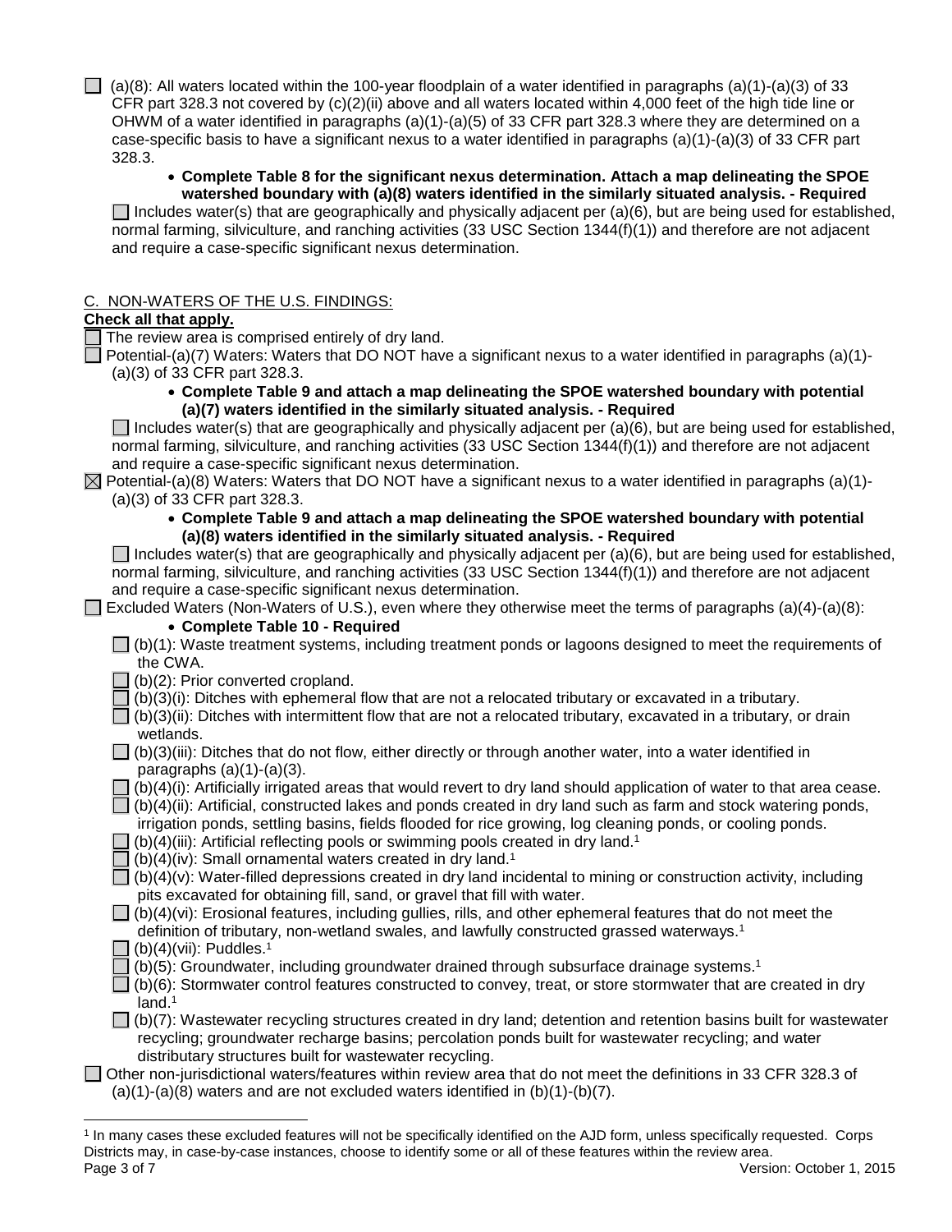☐ (a)(8): All waters located within the 100-year floodplain of a water identified in paragraphs (a)(1)-(a)(3) of 33 CFR part 328.3 not covered by (c)(2)(ii) above and all waters located within 4,000 feet of the high tide line or OHWM of a water identified in paragraphs (a)(1)-(a)(5) of 33 CFR part 328.3 where they are determined on a case-specific basis to have a significant nexus to a water identified in paragraphs (a)(1)-(a)(3) of 33 CFR part 328.3.

- **Complete Table 8 for the significant nexus determination. Attach a map delineating the SPOE watershed boundary with (a)(8) waters identified in the similarly situated analysis. - Required**

☐ Includes water(s) that are geographically and physically adjacent per (a)(6), but are being used for established, normal farming, silviculture, and ranching activities (33 USC Section 1344(f)(1)) and therefore are not adjacent and require a case-specific significant nexus determination.

C. NON-WATERS OF THE U.S. FINDINGS:

**Check all that apply.**

☐ The review area is comprised entirely of dry land.

☐ Potential-(a)(7) Waters: Waters that DO NOT have a significant nexus to a water identified in paragraphs (a)(1)-(a)(3) of 33 CFR part 328.3.

- **Complete Table 9 and attach a map delineating the SPOE watershed boundary with potential (a)(7) waters identified in the similarly situated analysis. - Required**

☐ Includes water(s) that are geographically and physically adjacent per (a)(6), but are being used for established, normal farming, silviculture, and ranching activities (33 USC Section 1344(f)(1)) and therefore are not adjacent and require a case-specific significant nexus determination.

☒ Potential-(a)(8) Waters: Waters that DO NOT have a significant nexus to a water identified in paragraphs (a)(1)-(a)(3) of 33 CFR part 328.3.

- **Complete Table 9 and attach a map delineating the SPOE watershed boundary with potential (a)(8) waters identified in the similarly situated analysis. - Required**

☐ Includes water(s) that are geographically and physically adjacent per (a)(6), but are being used for established, normal farming, silviculture, and ranching activities (33 USC Section 1344(f)(1)) and therefore are not adjacent and require a case-specific significant nexus determination.

☐ Excluded Waters (Non-Waters of U.S.), even where they otherwise meet the terms of paragraphs (a)(4)-(a)(8):

- **Complete Table 10 - Required**

☐ (b)(1): Waste treatment systems, including treatment ponds or lagoons designed to meet the requirements of the CWA.

☐ (b)(2): Prior converted cropland.

☐ (b)(3)(i): Ditches with ephemeral flow that are not a relocated tributary or excavated in a tributary.

☐ (b)(3)(ii): Ditches with intermittent flow that are not a relocated tributary, excavated in a tributary, or drain wetlands.

☐ (b)(3)(iii): Ditches that do not flow, either directly or through another water, into a water identified in paragraphs (a)(1)-(a)(3).

☐ (b)(4)(i): Artificially irrigated areas that would revert to dry land should application of water to that area cease.

☐ (b)(4)(ii): Artificial, constructed lakes and ponds created in dry land such as farm and stock watering ponds, irrigation ponds, settling basins, fields flooded for rice growing, log cleaning ponds, or cooling ponds.

☐ (b)(4)(iii): Artificial reflecting pools or swimming pools created in dry land.[1]

☐ (b)(4)(iv): Small ornamental waters created in dry land.[1]

☐ (b)(4)(v): Water-filled depressions created in dry land incidental to mining or construction activity, including pits excavated for obtaining fill, sand, or gravel that fill with water.

☐ (b)(4)(vi): Erosional features, including gullies, rills, and other ephemeral features that do not meet the definition of tributary, non-wetland swales, and lawfully constructed grassed waterways.[1]

☐ (b)(4)(vii): Puddles.[1]

☐ (b)(5): Groundwater, including groundwater drained through subsurface drainage systems.[1]

☐ (b)(6): Stormwater control features constructed to convey, treat, or store stormwater that are created in dry land.[1]

☐ (b)(7): Wastewater recycling structures created in dry land; detention and retention basins built for wastewater recycling; groundwater recharge basins; percolation ponds built for wastewater recycling; and water distributary structures built for wastewater recycling.

☐ Other non-jurisdictional waters/features within review area that do not meet the definitions in 33 CFR 328.3 of (a)(1)-(a)(8) waters and are not excluded waters identified in (b)(1)-(b)(7).

---

[1] In many cases these excluded features will not be specifically identified on the AJD form, unless specifically requested. Corps Districts may, in case-by-case instances, choose to identify some or all of these features within the review area.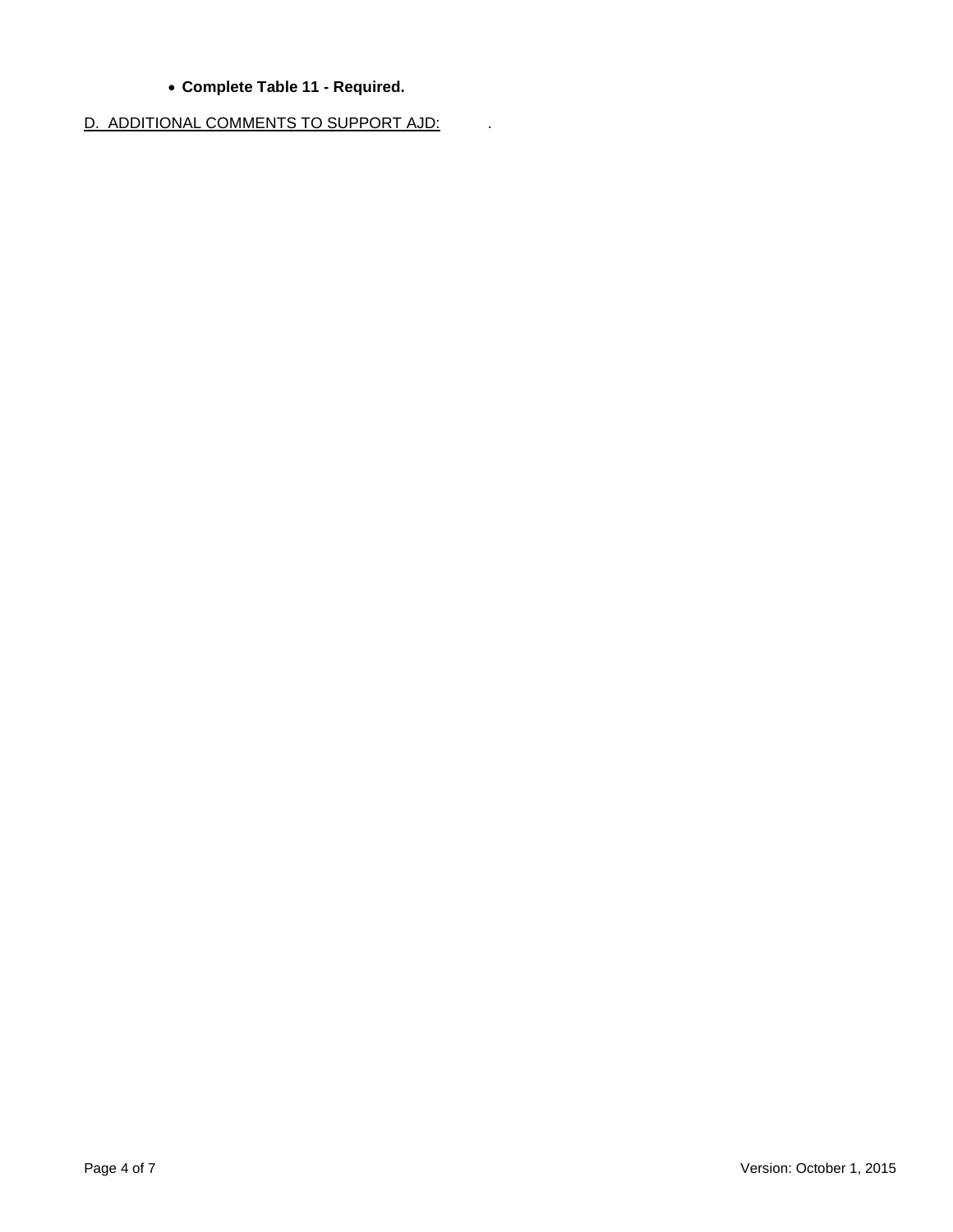- **Complete Table 11 - Required.**

D. ADDITIONAL COMMENTS TO SUPPORT AJD: .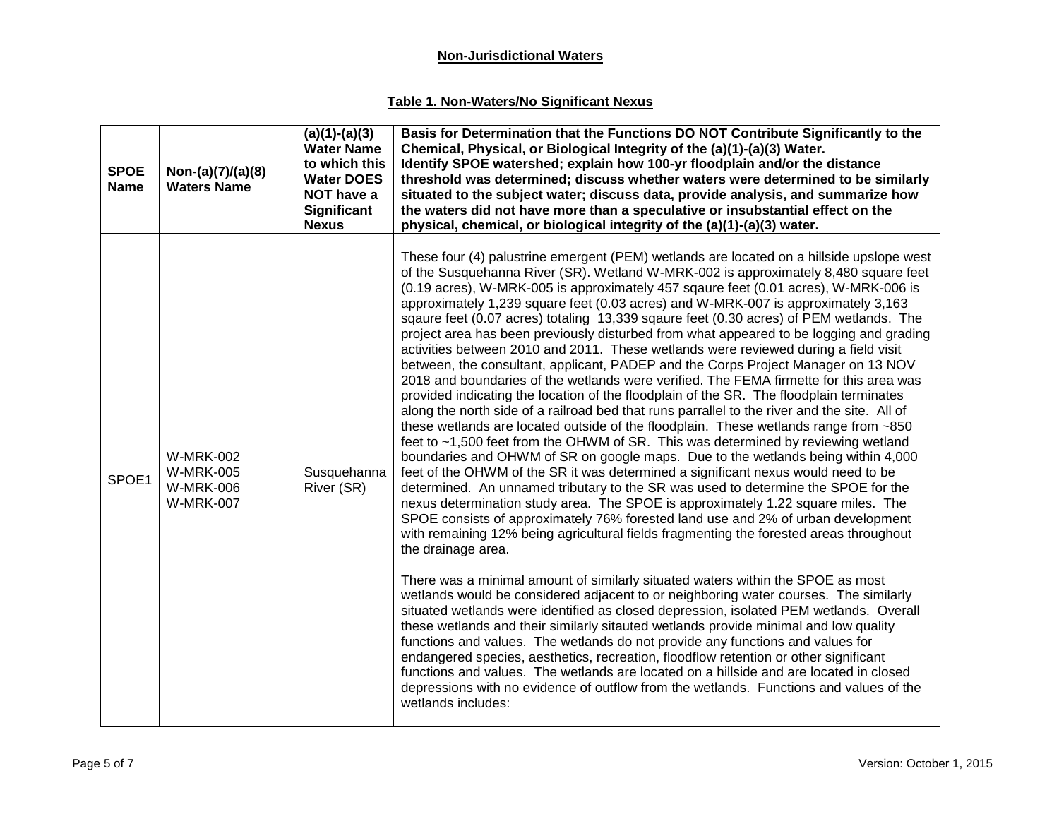**Non-Jurisdictional Waters**

**Table 1. Non-Waters/No Significant Nexus**

| **SPOE Name** | **Non-(a)(7)/(a)(8) Waters Name** | **(a)(1)-(a)(3) Water Name to which this Water DOES NOT have a Significant Nexus** | **Basis for Determination that the Functions DO NOT Contribute Significantly to the Chemical, Physical, or Biological Integrity of the (a)(1)-(a)(3) Water. Identify SPOE watershed; explain how 100-yr floodplain and/or the distance threshold was determined; discuss whether waters were determined to be similarly situated to the subject water; discuss data, provide analysis, and summarize how the waters did not have more than a speculative or insubstantial effect on the physical, chemical, or biological integrity of the (a)(1)-(a)(3) water.** |
|---|---|---|---|
| SPOE1 | W-MRK-002<br>W-MRK-005<br>W-MRK-006<br>W-MRK-007 | Susquehanna River (SR) | These four (4) palustrine emergent (PEM) wetlands are located on a hillside upslope west of the Susquehanna River (SR). Wetland W-MRK-002 is approximately 8,480 square feet (0.19 acres), W-MRK-005 is approximately 457 sqaure feet (0.01 acres), W-MRK-006 is approximately 1,239 square feet (0.03 acres) and W-MRK-007 is approximately 3,163 sqaure feet (0.07 acres) totaling 13,339 sqaure feet (0.30 acres) of PEM wetlands. The project area has been previously disturbed from what appeared to be logging and grading activities between 2010 and 2011. These wetlands were reviewed during a field visit between, the consultant, applicant, PADEP and the Corps Project Manager on 13 NOV 2018 and boundaries of the wetlands were verified. The FEMA firmette for this area was provided indicating the location of the floodplain of the SR. The floodplain terminates along the north side of a railroad bed that runs parrallel to the river and the site. All of these wetlands are located outside of the floodplain. These wetlands range from ~850 feet to ~1,500 feet from the OHWM of SR. This was determined by reviewing wetland boundaries and OHWM of SR on google maps. Due to the wetlands being within 4,000 feet of the OHWM of the SR it was determined a significant nexus would need to be determined. An unnamed tributary to the SR was used to determine the SPOE for the nexus determination study area. The SPOE is approximately 1.22 square miles. The SPOE consists of approximately 76% forested land use and 2% of urban development with remaining 12% being agricultural fields fragmenting the forested areas throughout the drainage area.<br><br>There was a minimal amount of similarly situated waters within the SPOE as most wetlands would be considered adjacent to or neighboring water courses. The similarly situated wetlands were identified as closed depression, isolated PEM wetlands. Overall these wetlands and their similarly sitauted wetlands provide minimal and low quality functions and values. The wetlands do not provide any functions and values for endangered species, aesthetics, recreation, floodflow retention or other significant functions and values. The wetlands are located on a hillside and are located in closed depressions with no evidence of outflow from the wetlands. Functions and values of the wetlands includes: |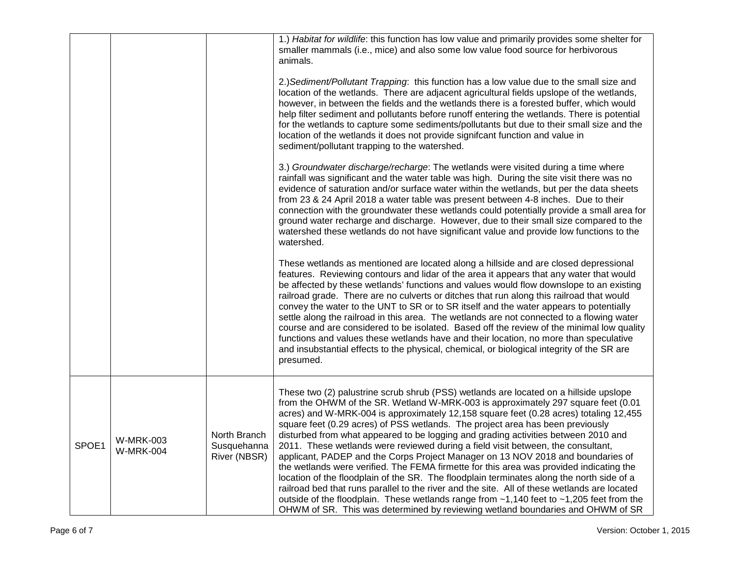| | | | |
|---|---|---|---|
| | | | 1.) *Habitat for wildlife*: this function has low value and primarily provides some shelter for smaller mammals (i.e., mice) and also some low value food source for herbivorous animals.<br><br>2.)*Sediment/Pollutant Trapping*: this function has a low value due to the small size and location of the wetlands. There are adjacent agricultural fields upslope of the wetlands, however, in between the fields and the wetlands there is a forested buffer, which would help filter sediment and pollutants before runoff entering the wetlands. There is potential for the wetlands to capture some sediments/pollutants but due to their small size and the location of the wetlands it does not provide signifcant function and value in sediment/pollutant trapping to the watershed.<br><br>3.) *Groundwater discharge/recharge*: The wetlands were visited during a time where rainfall was significant and the water table was high. During the site visit there was no evidence of saturation and/or surface water within the wetlands, but per the data sheets from 23 & 24 April 2018 a water table was present between 4-8 inches. Due to their connection with the groundwater these wetlands could potentially provide a small area for ground water recharge and discharge. However, due to their small size compared to the watershed these wetlands do not have significant value and provide low functions to the watershed.<br><br>These wetlands as mentioned are located along a hillside and are closed depressional features. Reviewing contours and lidar of the area it appears that any water that would be affected by these wetlands' functions and values would flow downslope to an existing railroad grade. There are no culverts or ditches that run along this railroad that would convey the water to the UNT to SR or to SR itself and the water appears to potentially settle along the railroad in this area. The wetlands are not connected to a flowing water course and are considered to be isolated. Based off the review of the minimal low quality functions and values these wetlands have and their location, no more than speculative and insubstantial effects to the physical, chemical, or biological integrity of the SR are presumed. |
| SPOE1 | W-MRK-003<br>W-MRK-004 | North Branch Susquehanna River (NBSR) | These two (2) palustrine scrub shrub (PSS) wetlands are located on a hillside upslope from the OHWM of the SR. Wetland W-MRK-003 is approximately 297 square feet (0.01 acres) and W-MRK-004 is approximately 12,158 square feet (0.28 acres) totaling 12,455 square feet (0.29 acres) of PSS wetlands. The project area has been previously disturbed from what appeared to be logging and grading activities between 2010 and 2011. These wetlands were reviewed during a field visit between, the consultant, applicant, PADEP and the Corps Project Manager on 13 NOV 2018 and boundaries of the wetlands were verified. The FEMA firmette for this area was provided indicating the location of the floodplain of the SR. The floodplain terminates along the north side of a railroad bed that runs parallel to the river and the site. All of these wetlands are located outside of the floodplain. These wetlands range from ~1,140 feet to ~1,205 feet from the OHWM of SR. This was determined by reviewing wetland boundaries and OHWM of SR |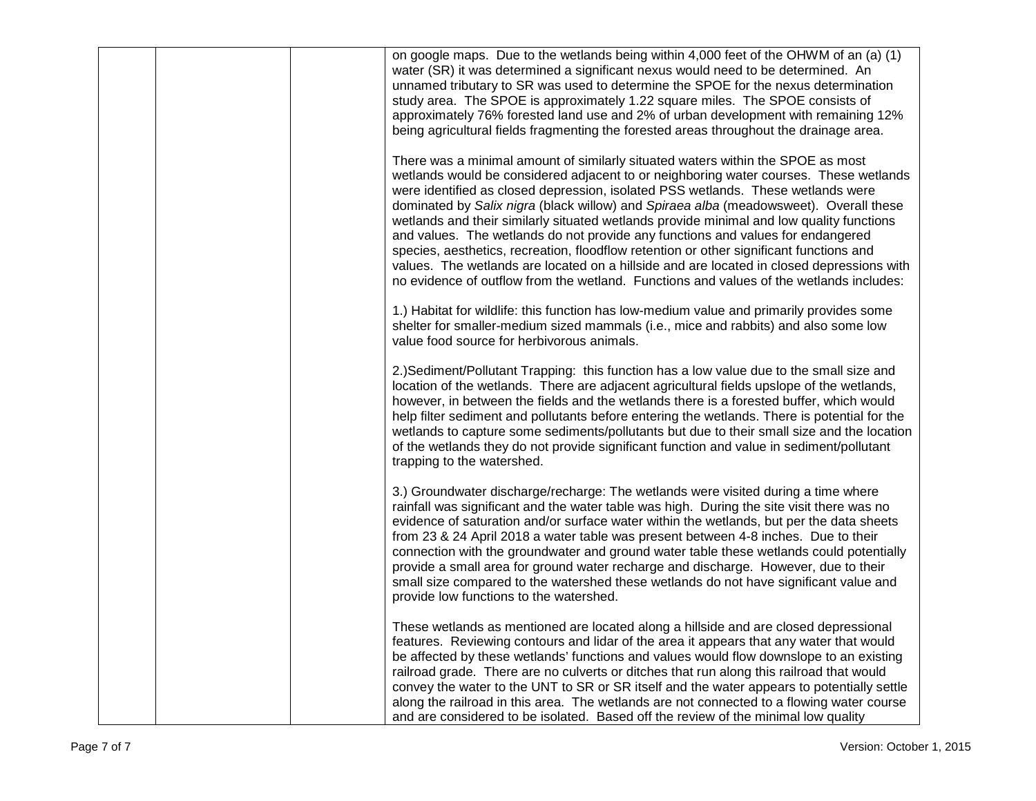| | | | on google maps. Due to the wetlands being within 4,000 feet of the OHWM of an (a) (1) water (SR) it was determined a significant nexus would need to be determined. An unnamed tributary to SR was used to determine the SPOE for the nexus determination study area. The SPOE is approximately 1.22 square miles. The SPOE consists of approximately 76% forested land use and 2% of urban development with remaining 12% being agricultural fields fragmenting the forested areas throughout the drainage area.<br><br>There was a minimal amount of similarly situated waters within the SPOE as most wetlands would be considered adjacent to or neighboring water courses. These wetlands were identified as closed depression, isolated PSS wetlands. These wetlands were dominated by *Salix nigra* (black willow) and *Spiraea alba* (meadowsweet). Overall these wetlands and their similarly situated wetlands provide minimal and low quality functions and values. The wetlands do not provide any functions and values for endangered species, aesthetics, recreation, floodflow retention or other significant functions and values. The wetlands are located on a hillside and are located in closed depressions with no evidence of outflow from the wetland. Functions and values of the wetlands includes:<br><br>1.) Habitat for wildlife: this function has low-medium value and primarily provides some shelter for smaller-medium sized mammals (i.e., mice and rabbits) and also some low value food source for herbivorous animals.<br><br>2.)Sediment/Pollutant Trapping: this function has a low value due to the small size and location of the wetlands. There are adjacent agricultural fields upslope of the wetlands, however, in between the fields and the wetlands there is a forested buffer, which would help filter sediment and pollutants before entering the wetlands. There is potential for the wetlands to capture some sediments/pollutants but due to their small size and the location of the wetlands they do not provide significant function and value in sediment/pollutant trapping to the watershed.<br><br>3.) Groundwater discharge/recharge: The wetlands were visited during a time where rainfall was significant and the water table was high. During the site visit there was no evidence of saturation and/or surface water within the wetlands, but per the data sheets from 23 & 24 April 2018 a water table was present between 4-8 inches. Due to their connection with the groundwater and ground water table these wetlands could potentially provide a small area for ground water recharge and discharge. However, due to their small size compared to the watershed these wetlands do not have significant value and provide low functions to the watershed.<br><br>These wetlands as mentioned are located along a hillside and are closed depressional features. Reviewing contours and lidar of the area it appears that any water that would be affected by these wetlands' functions and values would flow downslope to an existing railroad grade. There are no culverts or ditches that run along this railroad that would convey the water to the UNT to SR or SR itself and the water appears to potentially settle along the railroad in this area. The wetlands are not connected to a flowing water course and are considered to be isolated. Based off the review of the minimal low quality |
|---|---|---|---|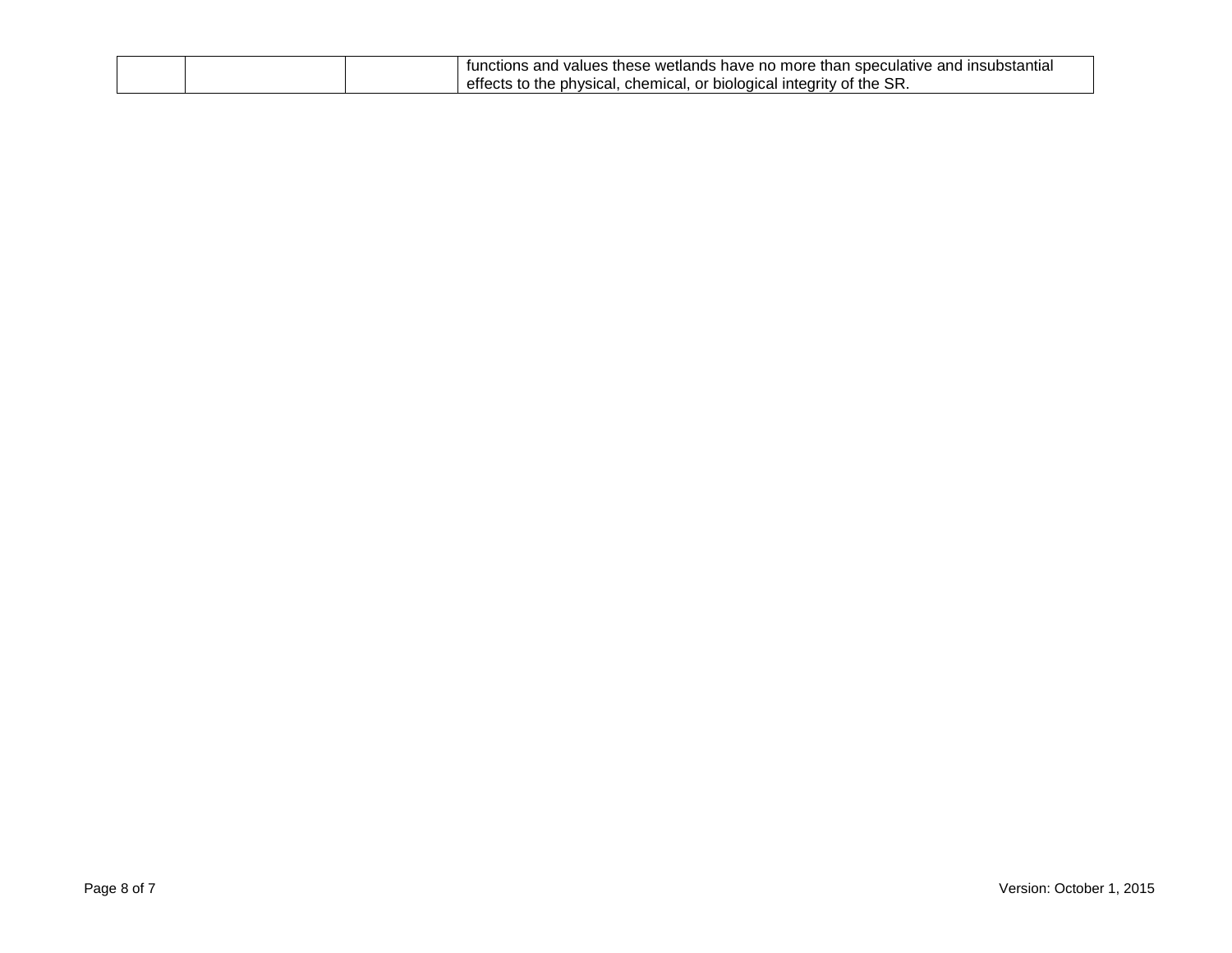| | | | |
|---|---|---|---|
| | | | functions and values these wetlands have no more than speculative and insubstantial effects to the physical, chemical, or biological integrity of the SR. |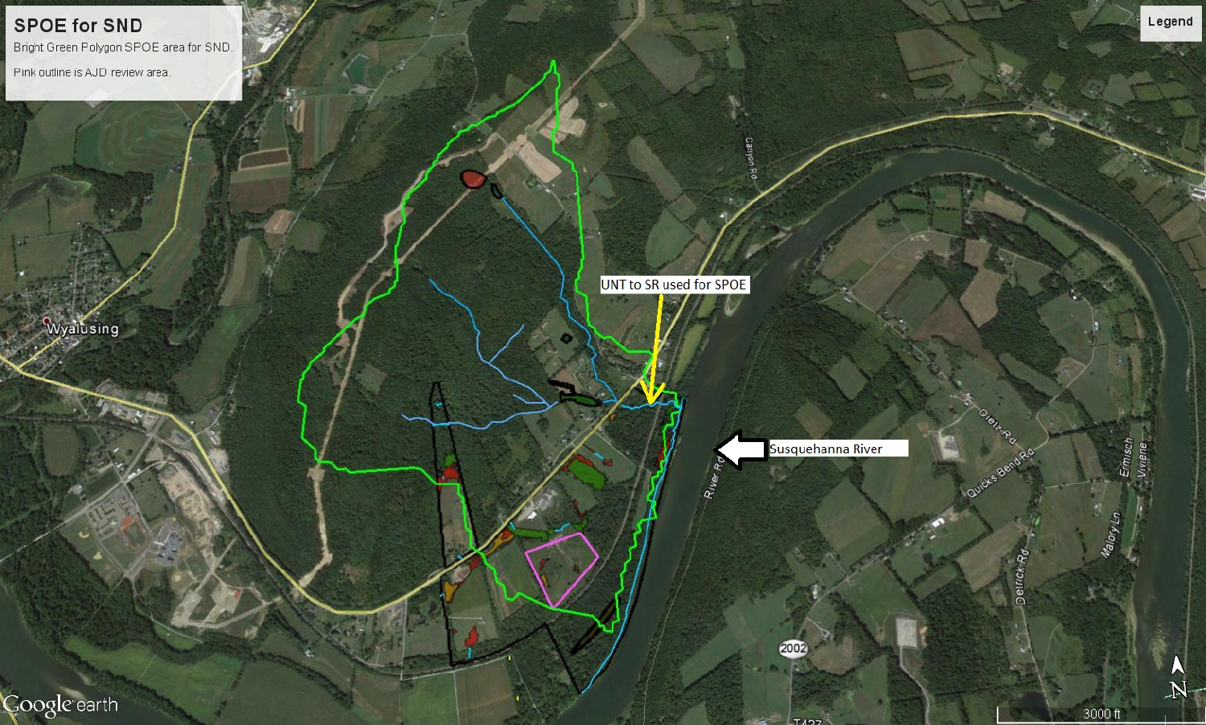# SPOE for SND

Bright Green Polygon SPOE area for SND.

Pink outline is AJD review area.

Legend

UNT to SR used for SPOE

Susquehanna River

Wyalusing

Canyon Rd

River Rd

Dietz Rd

Quicks Bend Rd

Deirick Rd

Malory Ln

Ermisch

Viviene

2002

T427

3000 ft

N

Google earth